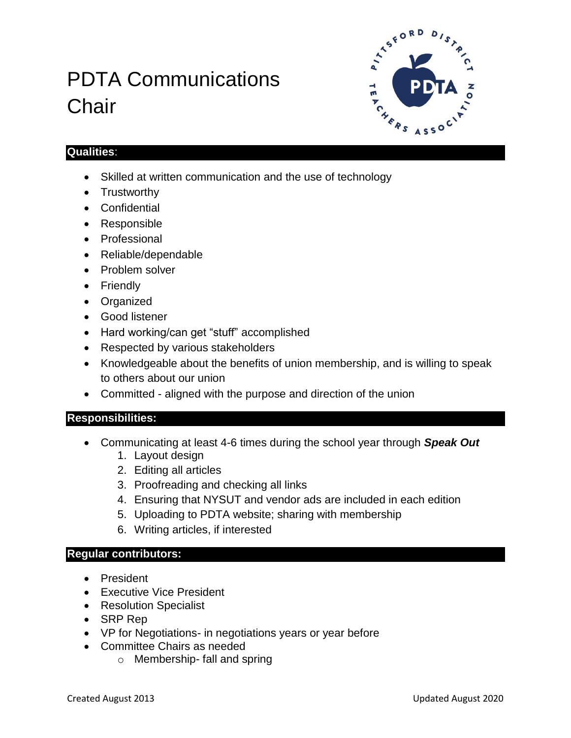# PDTA Communications Chair

## Qualities:

- Skilled at written communication and the use of technology
- Trustworthy
- Confidential
- Responsible
- Professional
- Reliable/dependable
- Problem solver
- Friendly
- Organized
- Good listener
- Hard working/can get "stuff" accomplished
- Respected by various stakeholders
- Knowledgeable about the benefits of union membership, and is willing to speak to others about our union
- Committed - aligned with the purpose and direction of the union

## Responsibilities:

- Communicating at least 4-6 times during the school year through ***Speak Out***
  1. Layout design
  2. Editing all articles
  3. Proofreading and checking all links
  4. Ensuring that NYSUT and vendor ads are included in each edition
  5. Uploading to PDTA website; sharing with membership
  6. Writing articles, if interested

## Regular contributors:

- President
- Executive Vice President
- Resolution Specialist
- SRP Rep
- VP for Negotiations- in negotiations years or year before
- Committee Chairs as needed
  - Membership- fall and spring

Created August 2013 | Updated August 2020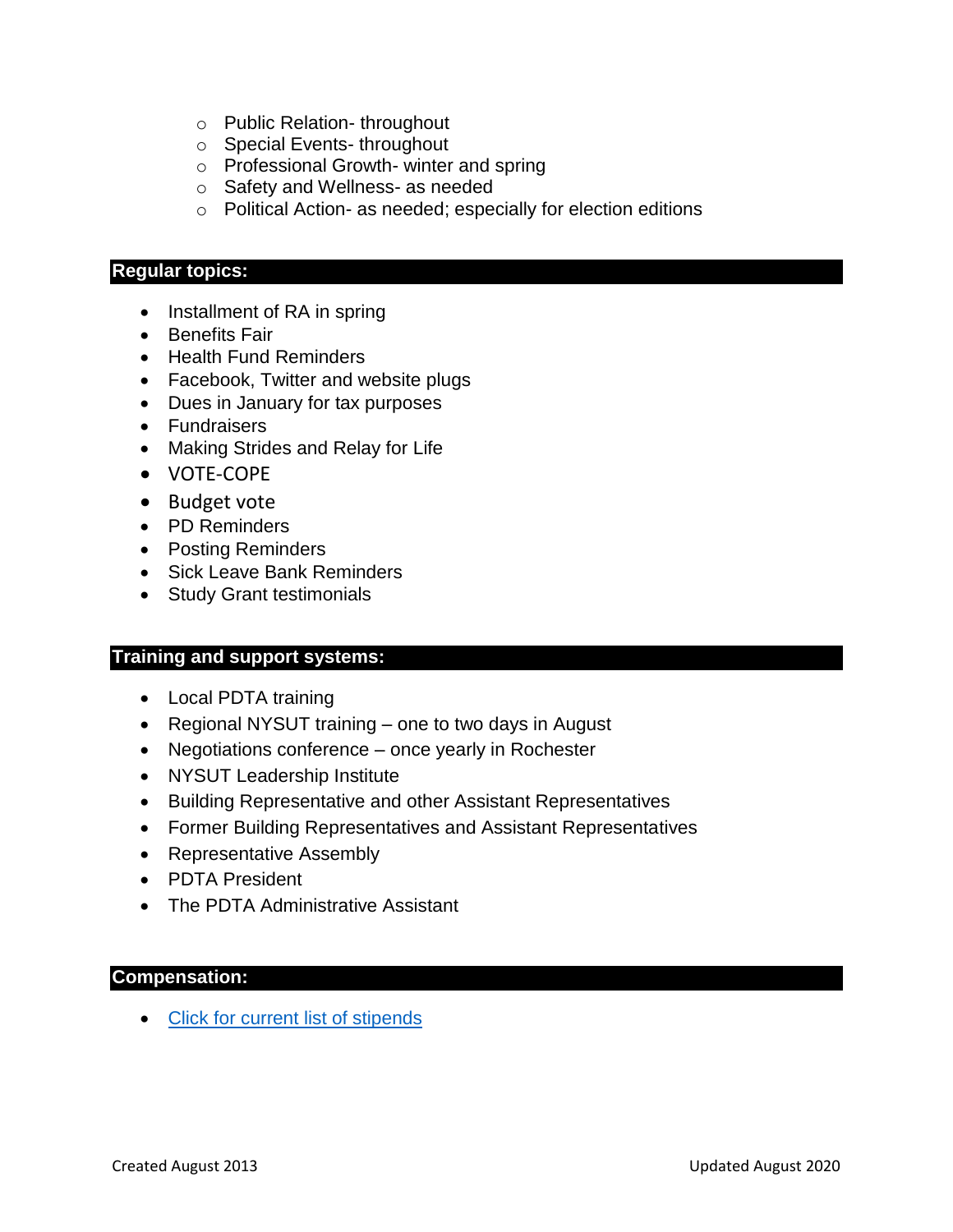- Public Relation- throughout
  - Special Events- throughout
  - Professional Growth- winter and spring
  - Safety and Wellness- as needed
  - Political Action- as needed; especially for election editions

## Regular topics:

- Installment of RA in spring
- Benefits Fair
- Health Fund Reminders
- Facebook, Twitter and website plugs
- Dues in January for tax purposes
- Fundraisers
- Making Strides and Relay for Life
- VOTE-COPE
- Budget vote
- PD Reminders
- Posting Reminders
- Sick Leave Bank Reminders
- Study Grant testimonials

## Training and support systems:

- Local PDTA training
- Regional NYSUT training – one to two days in August
- Negotiations conference – once yearly in Rochester
- NYSUT Leadership Institute
- Building Representative and other Assistant Representatives
- Former Building Representatives and Assistant Representatives
- Representative Assembly
- PDTA President
- The PDTA Administrative Assistant

## Compensation:

- Click for current list of stipends

Created August 2013 Updated August 2020